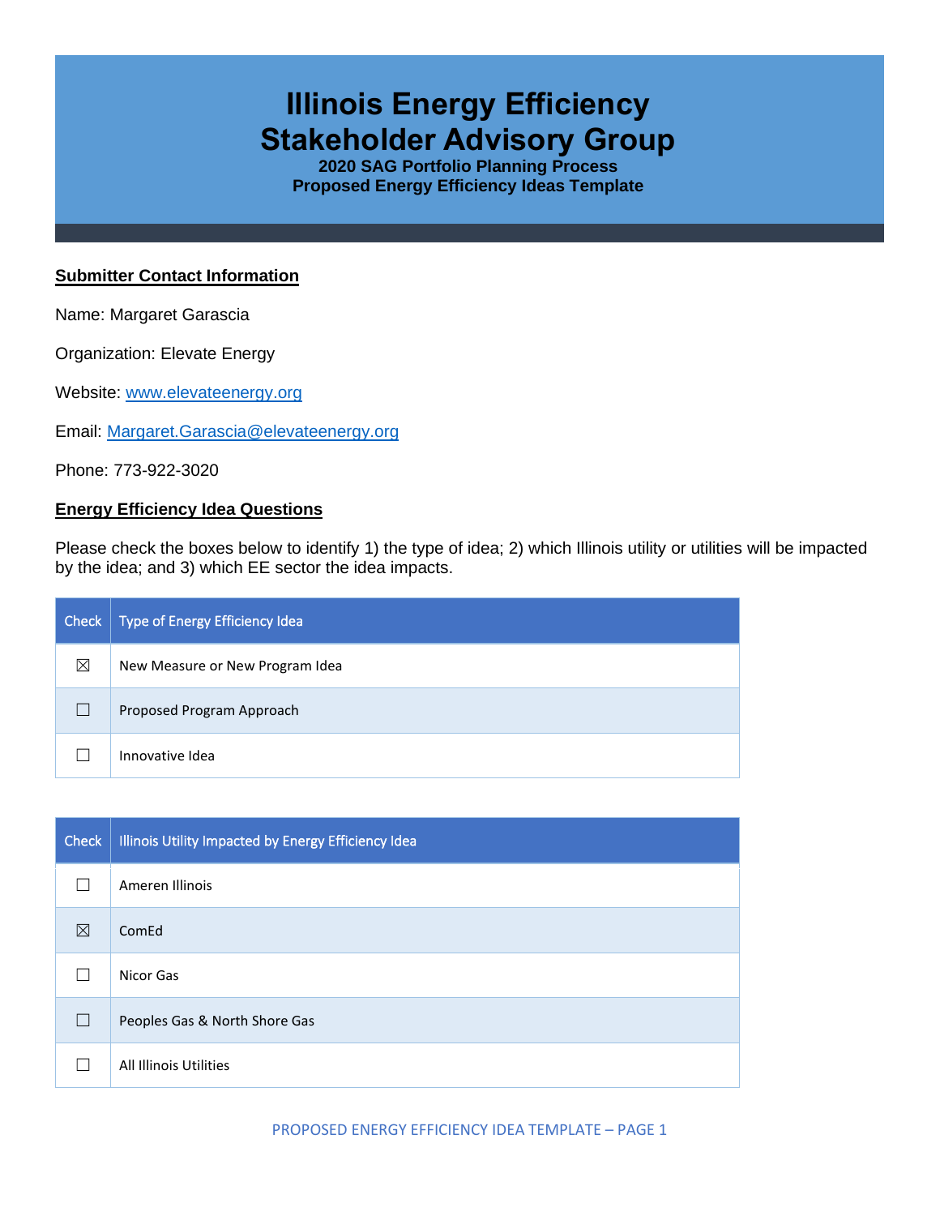# Illinois Energy Efficiency Stakeholder Advisory Group

**2020 SAG Portfolio Planning Process**
**Proposed Energy Efficiency Ideas Template**

## Submitter Contact Information

Name: Margaret Garascia

Organization: Elevate Energy

Website: www.elevateenergy.org

Email: Margaret.Garascia@elevateenergy.org

Phone: 773-922-3020

## Energy Efficiency Idea Questions

Please check the boxes below to identify 1) the type of idea; 2) which Illinois utility or utilities will be impacted by the idea; and 3) which EE sector the idea impacts.

| Check | Type of Energy Efficiency Idea |
|---|---|
| ☒ | New Measure or New Program Idea |
| ☐ | Proposed Program Approach |
| ☐ | Innovative Idea |

| Check | Illinois Utility Impacted by Energy Efficiency Idea |
|---|---|
| ☐ | Ameren Illinois |
| ☒ | ComEd |
| ☐ | Nicor Gas |
| ☐ | Peoples Gas & North Shore Gas |
| ☐ | All Illinois Utilities |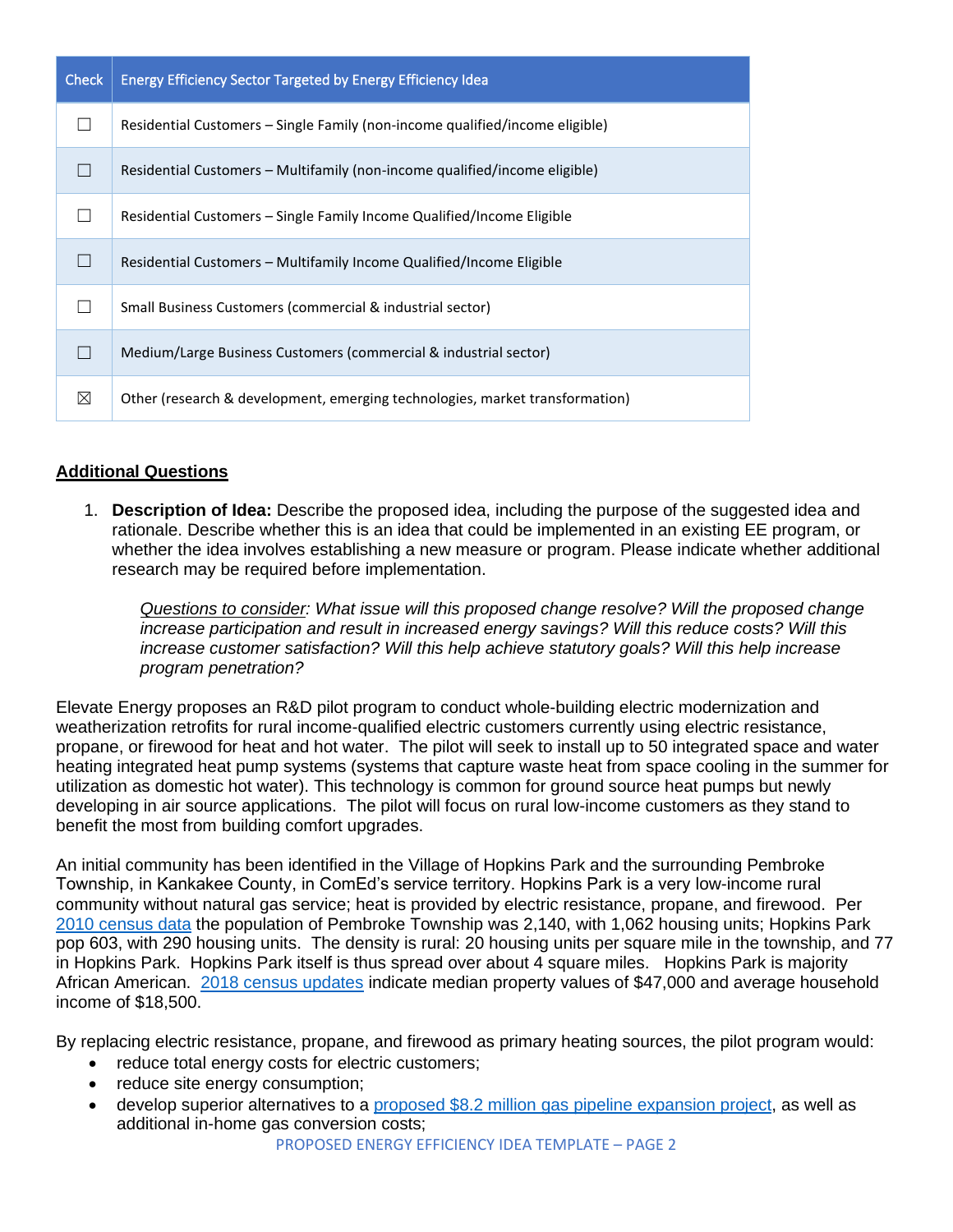| Check | Energy Efficiency Sector Targeted by Energy Efficiency Idea |
|---|---|
| ☐ | Residential Customers – Single Family (non-income qualified/income eligible) |
| ☐ | Residential Customers – Multifamily (non-income qualified/income eligible) |
| ☐ | Residential Customers – Single Family Income Qualified/Income Eligible |
| ☐ | Residential Customers – Multifamily Income Qualified/Income Eligible |
| ☐ | Small Business Customers (commercial & industrial sector) |
| ☐ | Medium/Large Business Customers (commercial & industrial sector) |
| ☒ | Other (research & development, emerging technologies, market transformation) |

## Additional Questions

1. **Description of Idea:** Describe the proposed idea, including the purpose of the suggested idea and rationale. Describe whether this is an idea that could be implemented in an existing EE program, or whether the idea involves establishing a new measure or program. Please indicate whether additional research may be required before implementation.

   *Questions to consider: What issue will this proposed change resolve? Will the proposed change increase participation and result in increased energy savings? Will this reduce costs? Will this increase customer satisfaction? Will this help achieve statutory goals? Will this help increase program penetration?*

Elevate Energy proposes an R&D pilot program to conduct whole-building electric modernization and weatherization retrofits for rural income-qualified electric customers currently using electric resistance, propane, or firewood for heat and hot water. The pilot will seek to install up to 50 integrated space and water heating integrated heat pump systems (systems that capture waste heat from space cooling in the summer for utilization as domestic hot water). This technology is common for ground source heat pumps but newly developing in air source applications. The pilot will focus on rural low-income customers as they stand to benefit the most from building comfort upgrades.

An initial community has been identified in the Village of Hopkins Park and the surrounding Pembroke Township, in Kankakee County, in ComEd's service territory. Hopkins Park is a very low-income rural community without natural gas service; heat is provided by electric resistance, propane, and firewood. Per 2010 census data the population of Pembroke Township was 2,140, with 1,062 housing units; Hopkins Park pop 603, with 290 housing units. The density is rural: 20 housing units per square mile in the township, and 77 in Hopkins Park. Hopkins Park itself is thus spread over about 4 square miles. Hopkins Park is majority African American. 2018 census updates indicate median property values of $47,000 and average household income of $18,500.

By replacing electric resistance, propane, and firewood as primary heating sources, the pilot program would:

- reduce total energy costs for electric customers;
- reduce site energy consumption;
- develop superior alternatives to a proposed $8.2 million gas pipeline expansion project, as well as additional in-home gas conversion costs;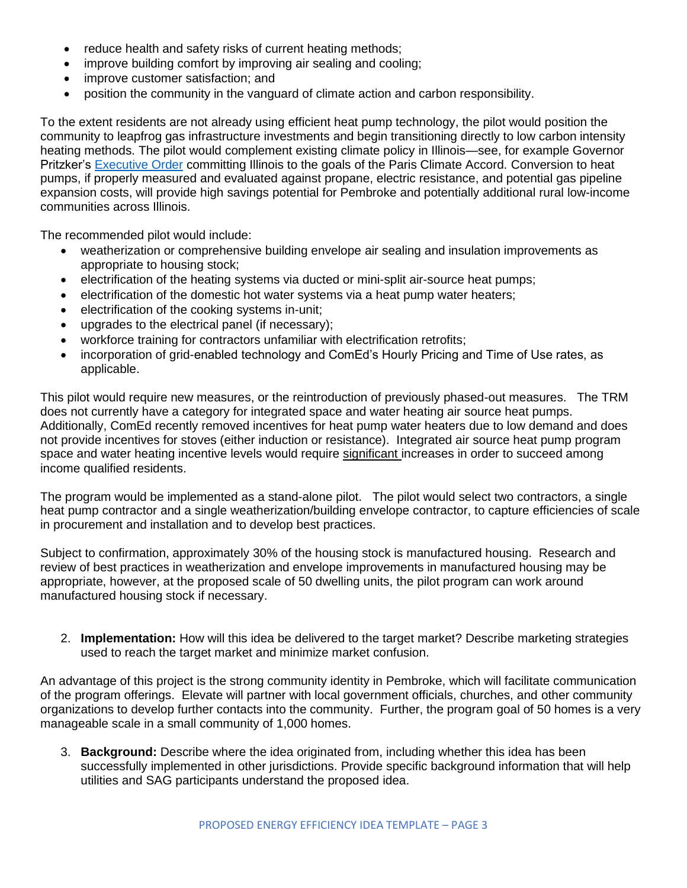- reduce health and safety risks of current heating methods;
- improve building comfort by improving air sealing and cooling;
- improve customer satisfaction; and
- position the community in the vanguard of climate action and carbon responsibility.

To the extent residents are not already using efficient heat pump technology, the pilot would position the community to leapfrog gas infrastructure investments and begin transitioning directly to low carbon intensity heating methods. The pilot would complement existing climate policy in Illinois—see, for example Governor Pritzker's Executive Order committing Illinois to the goals of the Paris Climate Accord. Conversion to heat pumps, if properly measured and evaluated against propane, electric resistance, and potential gas pipeline expansion costs, will provide high savings potential for Pembroke and potentially additional rural low-income communities across Illinois.

The recommended pilot would include:

- weatherization or comprehensive building envelope air sealing and insulation improvements as appropriate to housing stock;
- electrification of the heating systems via ducted or mini-split air-source heat pumps;
- electrification of the domestic hot water systems via a heat pump water heaters;
- electrification of the cooking systems in-unit;
- upgrades to the electrical panel (if necessary);
- workforce training for contractors unfamiliar with electrification retrofits;
- incorporation of grid-enabled technology and ComEd's Hourly Pricing and Time of Use rates, as applicable.

This pilot would require new measures, or the reintroduction of previously phased-out measures. The TRM does not currently have a category for integrated space and water heating air source heat pumps. Additionally, ComEd recently removed incentives for heat pump water heaters due to low demand and does not provide incentives for stoves (either induction or resistance). Integrated air source heat pump program space and water heating incentive levels would require significant increases in order to succeed among income qualified residents.

The program would be implemented as a stand-alone pilot. The pilot would select two contractors, a single heat pump contractor and a single weatherization/building envelope contractor, to capture efficiencies of scale in procurement and installation and to develop best practices.

Subject to confirmation, approximately 30% of the housing stock is manufactured housing. Research and review of best practices in weatherization and envelope improvements in manufactured housing may be appropriate, however, at the proposed scale of 50 dwelling units, the pilot program can work around manufactured housing stock if necessary.

2. **Implementation:** How will this idea be delivered to the target market? Describe marketing strategies used to reach the target market and minimize market confusion.

An advantage of this project is the strong community identity in Pembroke, which will facilitate communication of the program offerings. Elevate will partner with local government officials, churches, and other community organizations to develop further contacts into the community. Further, the program goal of 50 homes is a very manageable scale in a small community of 1,000 homes.

3. **Background:** Describe where the idea originated from, including whether this idea has been successfully implemented in other jurisdictions. Provide specific background information that will help utilities and SAG participants understand the proposed idea.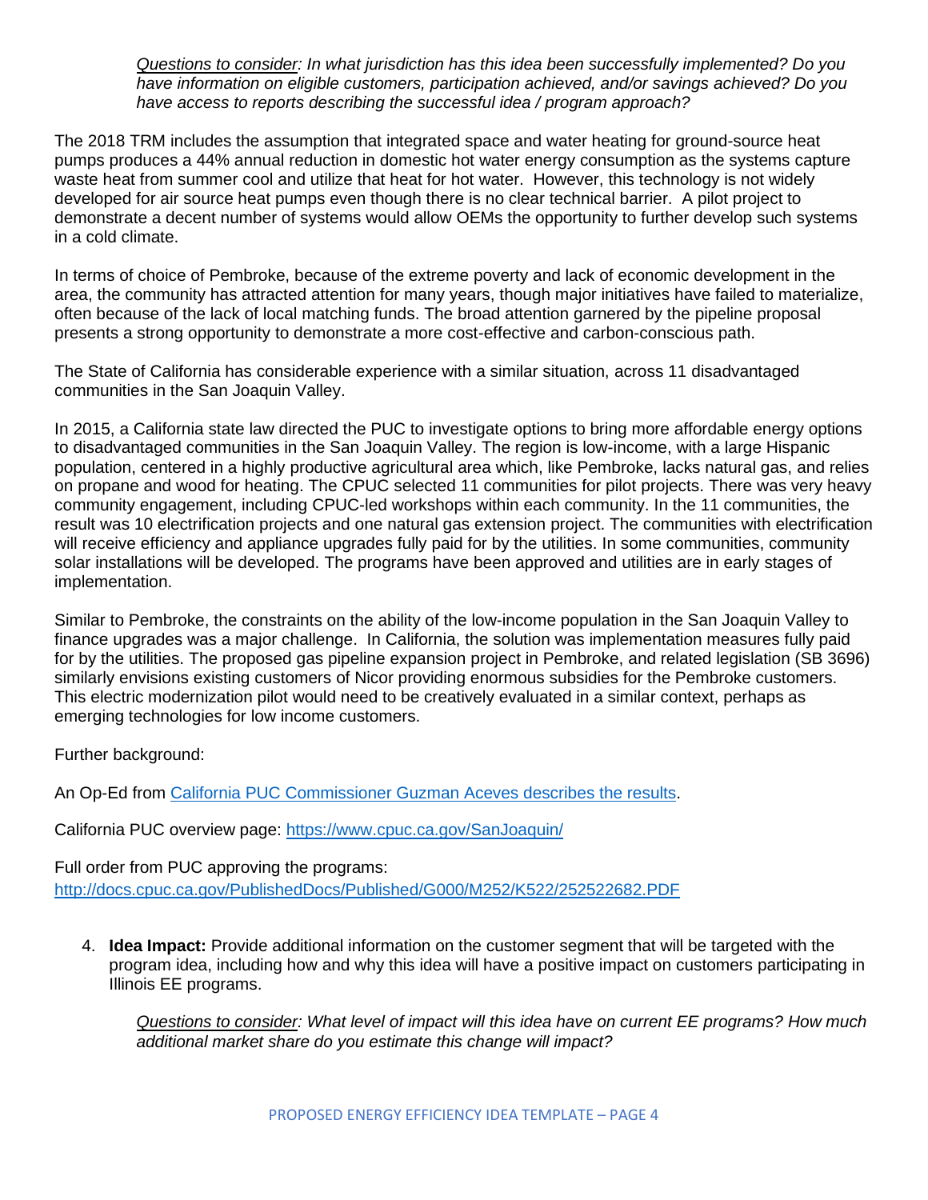*<u>Questions to consider</u>: In what jurisdiction has this idea been successfully implemented? Do you have information on eligible customers, participation achieved, and/or savings achieved? Do you have access to reports describing the successful idea / program approach?*

The 2018 TRM includes the assumption that integrated space and water heating for ground-source heat pumps produces a 44% annual reduction in domestic hot water energy consumption as the systems capture waste heat from summer cool and utilize that heat for hot water. However, this technology is not widely developed for air source heat pumps even though there is no clear technical barrier. A pilot project to demonstrate a decent number of systems would allow OEMs the opportunity to further develop such systems in a cold climate.

In terms of choice of Pembroke, because of the extreme poverty and lack of economic development in the area, the community has attracted attention for many years, though major initiatives have failed to materialize, often because of the lack of local matching funds. The broad attention garnered by the pipeline proposal presents a strong opportunity to demonstrate a more cost-effective and carbon-conscious path.

The State of California has considerable experience with a similar situation, across 11 disadvantaged communities in the San Joaquin Valley.

In 2015, a California state law directed the PUC to investigate options to bring more affordable energy options to disadvantaged communities in the San Joaquin Valley. The region is low-income, with a large Hispanic population, centered in a highly productive agricultural area which, like Pembroke, lacks natural gas, and relies on propane and wood for heating. The CPUC selected 11 communities for pilot projects. There was very heavy community engagement, including CPUC-led workshops within each community. In the 11 communities, the result was 10 electrification projects and one natural gas extension project. The communities with electrification will receive efficiency and appliance upgrades fully paid for by the utilities. In some communities, community solar installations will be developed. The programs have been approved and utilities are in early stages of implementation.

Similar to Pembroke, the constraints on the ability of the low-income population in the San Joaquin Valley to finance upgrades was a major challenge. In California, the solution was implementation measures fully paid for by the utilities. The proposed gas pipeline expansion project in Pembroke, and related legislation (SB 3696) similarly envisions existing customers of Nicor providing enormous subsidies for the Pembroke customers. This electric modernization pilot would need to be creatively evaluated in a similar context, perhaps as emerging technologies for low income customers.

Further background:

An Op-Ed from [California PUC Commissioner Guzman Aceves describes the results](#).

California PUC overview page: [https://www.cpuc.ca.gov/SanJoaquin/](https://www.cpuc.ca.gov/SanJoaquin/)

Full order from PUC approving the programs: [http://docs.cpuc.ca.gov/PublishedDocs/Published/G000/M252/K522/252522682.PDF](http://docs.cpuc.ca.gov/PublishedDocs/Published/G000/M252/K522/252522682.PDF)

4. **Idea Impact:** Provide additional information on the customer segment that will be targeted with the program idea, including how and why this idea will have a positive impact on customers participating in Illinois EE programs.

   *<u>Questions to consider</u>: What level of impact will this idea have on current EE programs? How much additional market share do you estimate this change will impact?*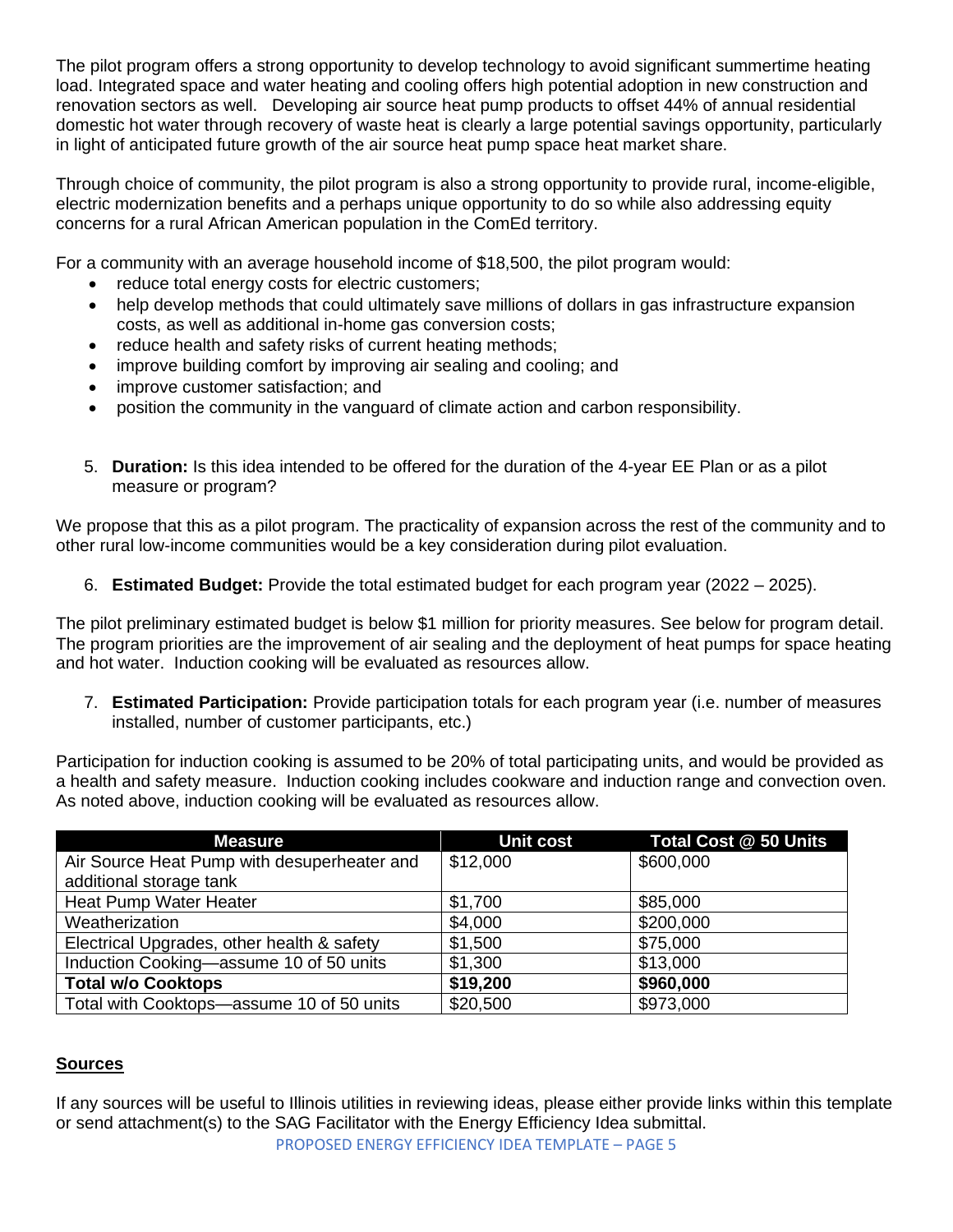The pilot program offers a strong opportunity to develop technology to avoid significant summertime heating load. Integrated space and water heating and cooling offers high potential adoption in new construction and renovation sectors as well. Developing air source heat pump products to offset 44% of annual residential domestic hot water through recovery of waste heat is clearly a large potential savings opportunity, particularly in light of anticipated future growth of the air source heat pump space heat market share.

Through choice of community, the pilot program is also a strong opportunity to provide rural, income-eligible, electric modernization benefits and a perhaps unique opportunity to do so while also addressing equity concerns for a rural African American population in the ComEd territory.

For a community with an average household income of $18,500, the pilot program would:

- reduce total energy costs for electric customers;
- help develop methods that could ultimately save millions of dollars in gas infrastructure expansion costs, as well as additional in-home gas conversion costs;
- reduce health and safety risks of current heating methods;
- improve building comfort by improving air sealing and cooling; and
- improve customer satisfaction; and
- position the community in the vanguard of climate action and carbon responsibility.

5. **Duration:** Is this idea intended to be offered for the duration of the 4-year EE Plan or as a pilot measure or program?

We propose that this as a pilot program. The practicality of expansion across the rest of the community and to other rural low-income communities would be a key consideration during pilot evaluation.

6. **Estimated Budget:** Provide the total estimated budget for each program year (2022 – 2025).

The pilot preliminary estimated budget is below $1 million for priority measures. See below for program detail. The program priorities are the improvement of air sealing and the deployment of heat pumps for space heating and hot water. Induction cooking will be evaluated as resources allow.

7. **Estimated Participation:** Provide participation totals for each program year (i.e. number of measures installed, number of customer participants, etc.)

Participation for induction cooking is assumed to be 20% of total participating units, and would be provided as a health and safety measure. Induction cooking includes cookware and induction range and convection oven. As noted above, induction cooking will be evaluated as resources allow.

| Measure | Unit cost | Total Cost @ 50 Units |
|---|---|---|
| Air Source Heat Pump with desuperheater and additional storage tank | $12,000 | $600,000 |
| Heat Pump Water Heater | $1,700 | $85,000 |
| Weatherization | $4,000 | $200,000 |
| Electrical Upgrades, other health & safety | $1,500 | $75,000 |
| Induction Cooking—assume 10 of 50 units | $1,300 | $13,000 |
| **Total w/o Cooktops** | **$19,200** | **$960,000** |
| Total with Cooktops—assume 10 of 50 units | $20,500 | $973,000 |

**Sources**

If any sources will be useful to Illinois utilities in reviewing ideas, please either provide links within this template or send attachment(s) to the SAG Facilitator with the Energy Efficiency Idea submittal.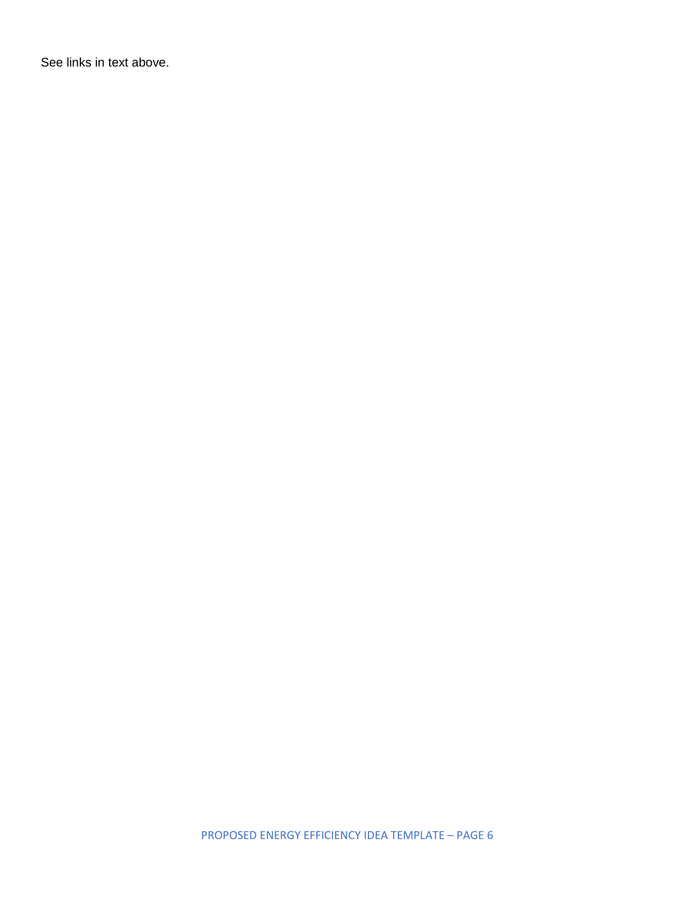See links in text above.